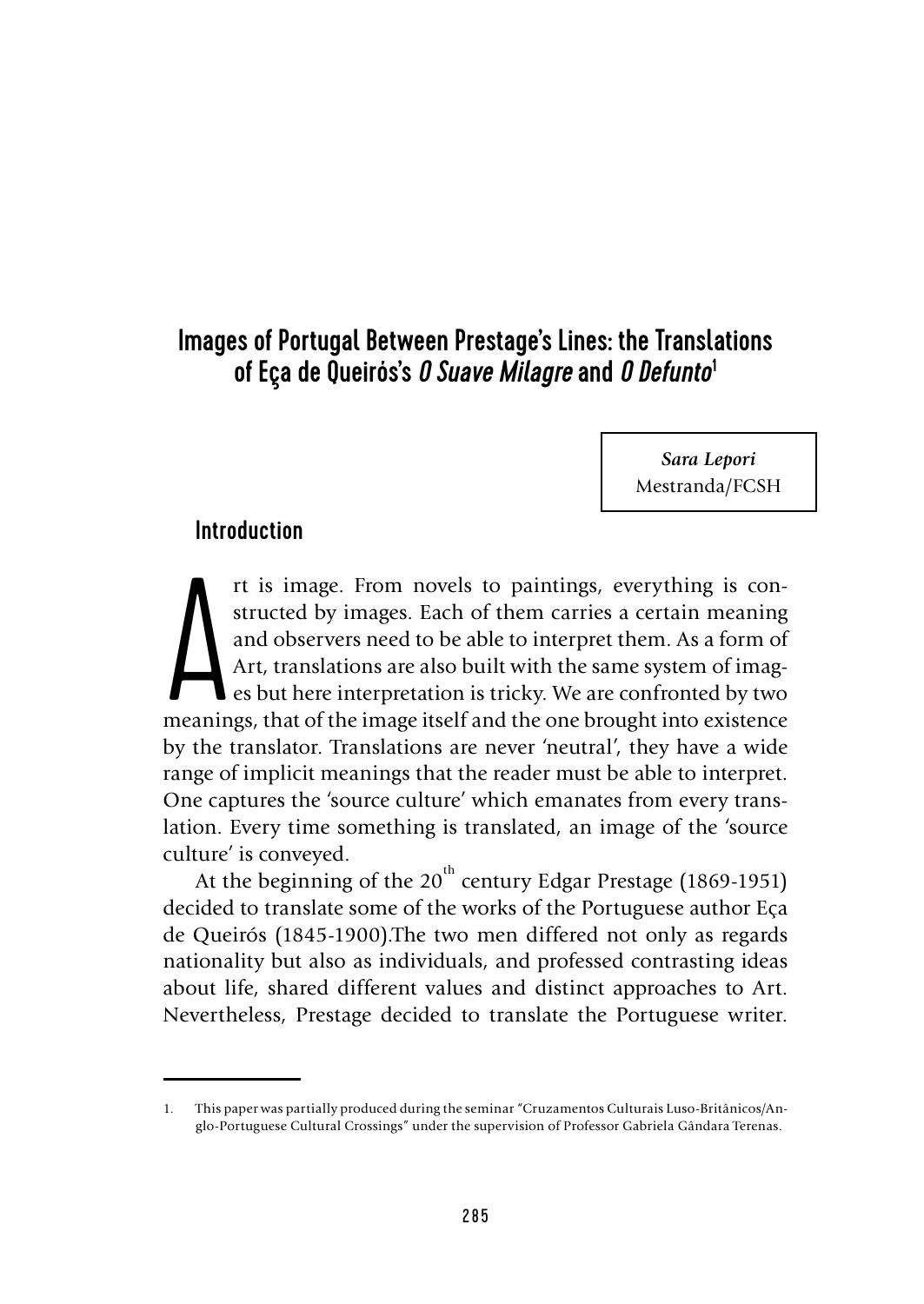# Images of Portugal Between Prestage's Lines: the Translations of Eça de Queirós's *O Suave Milagre* and *O Defunto*[1]

***Sara Lepori***
Mestranda/FCSH

## Introduction

Art is image. From novels to paintings, everything is constructed by images. Each of them carries a certain meaning and observers need to be able to interpret them. As a form of Art, translations are also built with the same system of images but here interpretation is tricky. We are confronted by two meanings, that of the image itself and the one brought into existence by the translator. Translations are never 'neutral', they have a wide range of implicit meanings that the reader must be able to interpret. One captures the 'source culture' which emanates from every translation. Every time something is translated, an image of the 'source culture' is conveyed.

At the beginning of the 20th century Edgar Prestage (1869-1951) decided to translate some of the works of the Portuguese author Eça de Queirós (1845-1900).The two men differed not only as regards nationality but also as individuals, and professed contrasting ideas about life, shared different values and distinct approaches to Art. Nevertheless, Prestage decided to translate the Portuguese writer.

---

1. This paper was partially produced during the seminar "Cruzamentos Culturais Luso-Britânicos/Anglo-Portuguese Cultural Crossings" under the supervision of Professor Gabriela Gândara Terenas.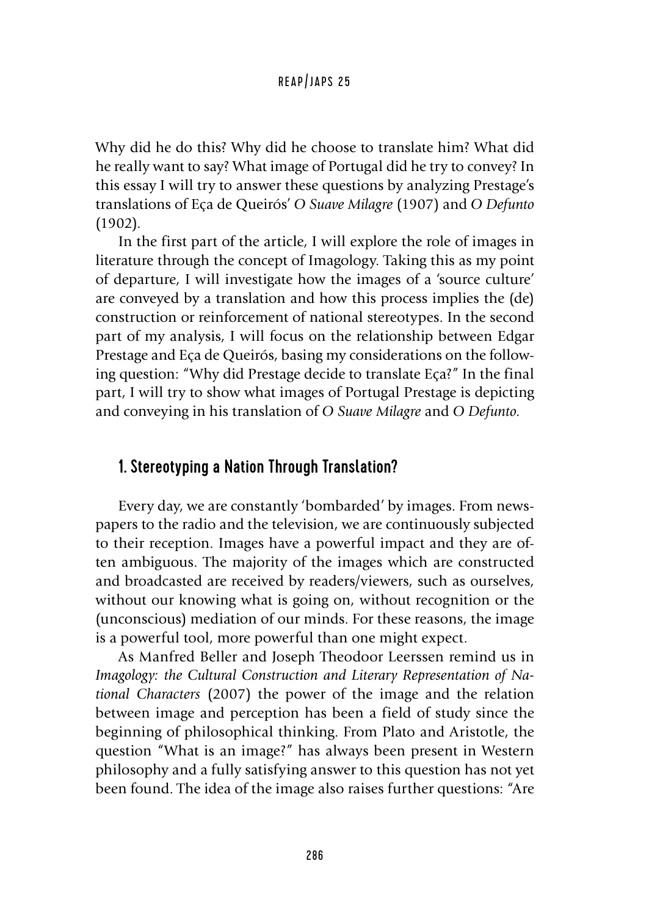Why did he do this? Why did he choose to translate him? What did he really want to say? What image of Portugal did he try to convey? In this essay I will try to answer these questions by analyzing Prestage's translations of Eça de Queirós' *O Suave Milagre* (1907) and *O Defunto* (1902).

In the first part of the article, I will explore the role of images in literature through the concept of Imagology. Taking this as my point of departure, I will investigate how the images of a 'source culture' are conveyed by a translation and how this process implies the (de) construction or reinforcement of national stereotypes. In the second part of my analysis, I will focus on the relationship between Edgar Prestage and Eça de Queirós, basing my considerations on the following question: "Why did Prestage decide to translate Eça?" In the final part, I will try to show what images of Portugal Prestage is depicting and conveying in his translation of *O Suave Milagre* and *O Defunto*.

## 1. Stereotyping a Nation Through Translation?

Every day, we are constantly 'bombarded' by images. From newspapers to the radio and the television, we are continuously subjected to their reception. Images have a powerful impact and they are often ambiguous. The majority of the images which are constructed and broadcasted are received by readers/viewers, such as ourselves, without our knowing what is going on, without recognition or the (unconscious) mediation of our minds. For these reasons, the image is a powerful tool, more powerful than one might expect.

As Manfred Beller and Joseph Theodoor Leerssen remind us in *Imagology: the Cultural Construction and Literary Representation of National Characters* (2007) the power of the image and the relation between image and perception has been a field of study since the beginning of philosophical thinking. From Plato and Aristotle, the question "What is an image?" has always been present in Western philosophy and a fully satisfying answer to this question has not yet been found. The idea of the image also raises further questions: "Are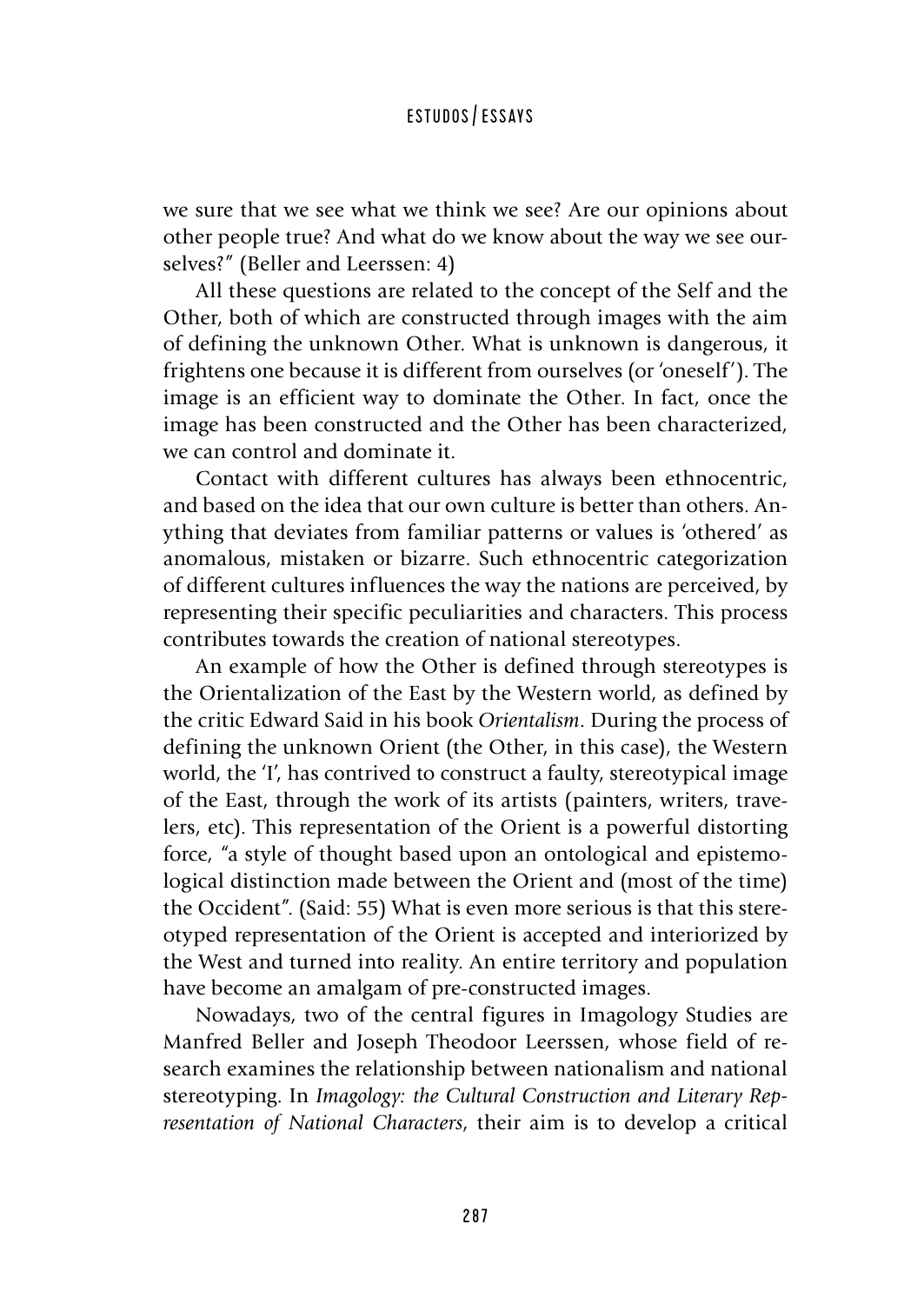we sure that we see what we think we see? Are our opinions about other people true? And what do we know about the way we see ourselves?" (Beller and Leerssen: 4)

All these questions are related to the concept of the Self and the Other, both of which are constructed through images with the aim of defining the unknown Other. What is unknown is dangerous, it frightens one because it is different from ourselves (or 'oneself'). The image is an efficient way to dominate the Other. In fact, once the image has been constructed and the Other has been characterized, we can control and dominate it.

Contact with different cultures has always been ethnocentric, and based on the idea that our own culture is better than others. Anything that deviates from familiar patterns or values is 'othered' as anomalous, mistaken or bizarre. Such ethnocentric categorization of different cultures influences the way the nations are perceived, by representing their specific peculiarities and characters. This process contributes towards the creation of national stereotypes.

An example of how the Other is defined through stereotypes is the Orientalization of the East by the Western world, as defined by the critic Edward Said in his book *Orientalism*. During the process of defining the unknown Orient (the Other, in this case), the Western world, the 'I', has contrived to construct a faulty, stereotypical image of the East, through the work of its artists (painters, writers, travelers, etc). This representation of the Orient is a powerful distorting force, "a style of thought based upon an ontological and epistemological distinction made between the Orient and (most of the time) the Occident". (Said: 55) What is even more serious is that this stereotyped representation of the Orient is accepted and interiorized by the West and turned into reality. An entire territory and population have become an amalgam of pre-constructed images.

Nowadays, two of the central figures in Imagology Studies are Manfred Beller and Joseph Theodoor Leerssen, whose field of research examines the relationship between nationalism and national stereotyping. In *Imagology: the Cultural Construction and Literary Representation of National Characters*, their aim is to develop a critical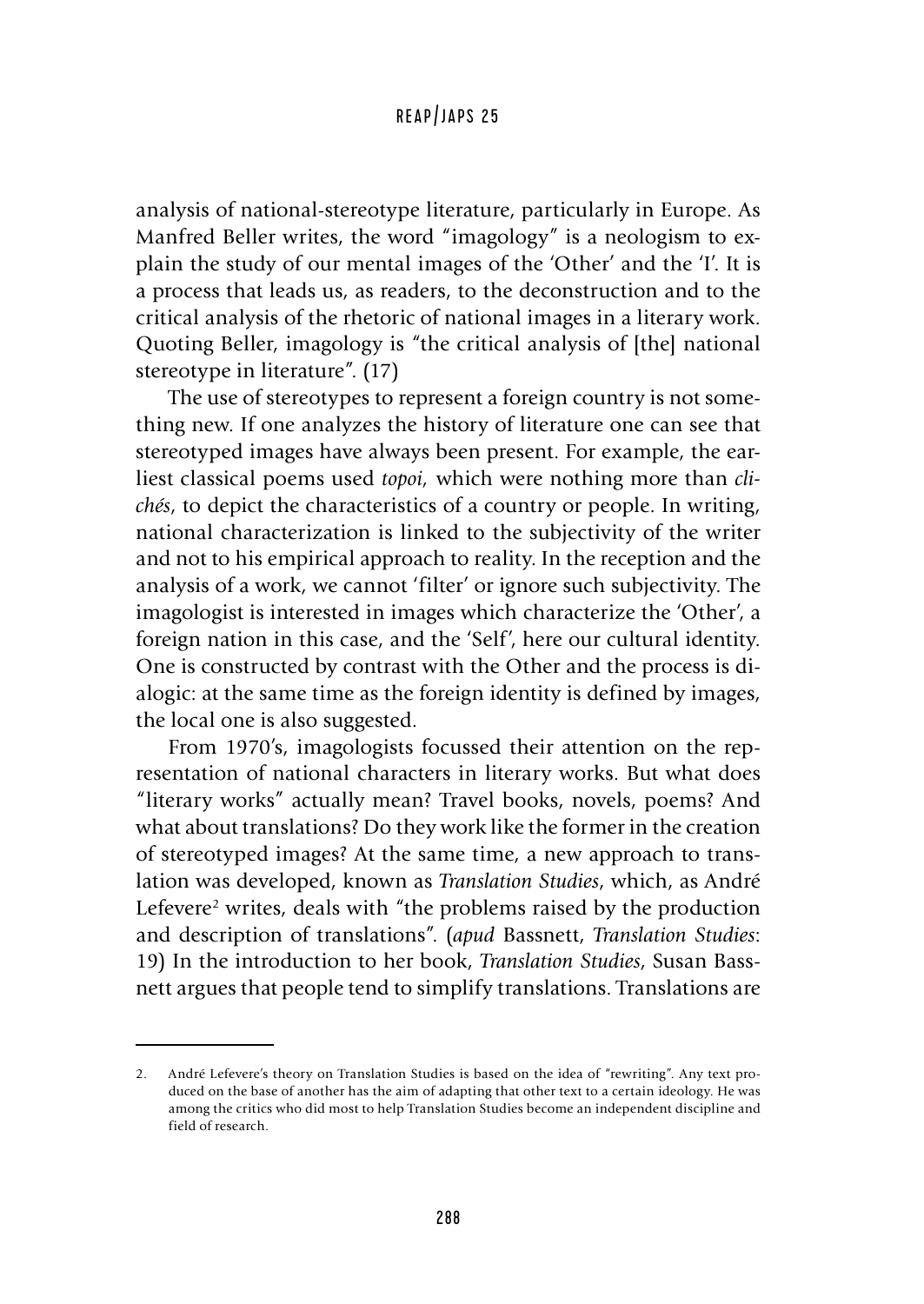analysis of national-stereotype literature, particularly in Europe. As Manfred Beller writes, the word "imagology" is a neologism to explain the study of our mental images of the 'Other' and the 'I'. It is a process that leads us, as readers, to the deconstruction and to the critical analysis of the rhetoric of national images in a literary work. Quoting Beller, imagology is "the critical analysis of [the] national stereotype in literature". (17)

The use of stereotypes to represent a foreign country is not something new. If one analyzes the history of literature one can see that stereotyped images have always been present. For example, the earliest classical poems used *topoi,* which were nothing more than *clichés*, to depict the characteristics of a country or people. In writing, national characterization is linked to the subjectivity of the writer and not to his empirical approach to reality. In the reception and the analysis of a work, we cannot 'filter' or ignore such subjectivity. The imagologist is interested in images which characterize the 'Other', a foreign nation in this case, and the 'Self', here our cultural identity. One is constructed by contrast with the Other and the process is dialogic: at the same time as the foreign identity is defined by images, the local one is also suggested.

From 1970's, imagologists focussed their attention on the representation of national characters in literary works. But what does "literary works" actually mean? Travel books, novels, poems? And what about translations? Do they work like the former in the creation of stereotyped images? At the same time, a new approach to translation was developed, known as *Translation Studies*, which, as André Lefevere[2] writes, deals with "the problems raised by the production and description of translations". (*apud* Bassnett, *Translation Studies*: 19) In the introduction to her book, *Translation Studies*, Susan Bassnett argues that people tend to simplify translations. Translations are

---

2. André Lefevere's theory on Translation Studies is based on the idea of "rewriting". Any text produced on the base of another has the aim of adapting that other text to a certain ideology. He was among the critics who did most to help Translation Studies become an independent discipline and field of research.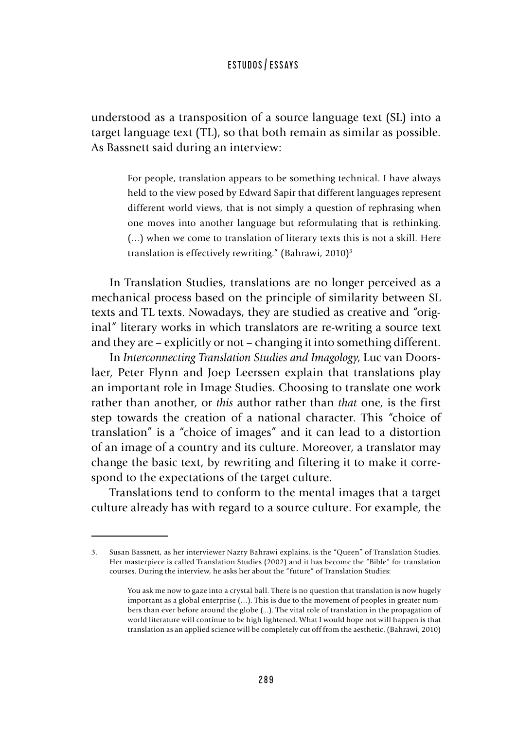understood as a transposition of a source language text (SL) into a target language text (TL), so that both remain as similar as possible. As Bassnett said during an interview:

> For people, translation appears to be something technical. I have always held to the view posed by Edward Sapir that different languages represent different world views, that is not simply a question of rephrasing when one moves into another language but reformulating that is rethinking. (…) when we come to translation of literary texts this is not a skill. Here translation is effectively rewriting." (Bahrawi, 2010)[3]

In Translation Studies, translations are no longer perceived as a mechanical process based on the principle of similarity between SL texts and TL texts. Nowadays, they are studied as creative and "original" literary works in which translators are re-writing a source text and they are – explicitly or not – changing it into something different.

In *Interconnecting Translation Studies and Imagology*, Luc van Doorslaer, Peter Flynn and Joep Leerssen explain that translations play an important role in Image Studies. Choosing to translate one work rather than another, or *this* author rather than *that* one, is the first step towards the creation of a national character. This "choice of translation" is a "choice of images" and it can lead to a distortion of an image of a country and its culture. Moreover, a translator may change the basic text, by rewriting and filtering it to make it correspond to the expectations of the target culture.

Translations tend to conform to the mental images that a target culture already has with regard to a source culture. For example, the

---

3. Susan Bassnett, as her interviewer Nazry Bahrawi explains, is the "Queen" of Translation Studies. Her masterpiece is called Translation Studies (2002) and it has become the "Bible" for translation courses. During the interview, he asks her about the "future" of Translation Studies:

> You ask me now to gaze into a crystal ball. There is no question that translation is now hugely important as a global enterprise (…). This is due to the movement of peoples in greater numbers than ever before around the globe (...). The vital role of translation in the propagation of world literature will continue to be high lightened. What I would hope not will happen is that translation as an applied science will be completely cut off from the aesthetic. (Bahrawi, 2010)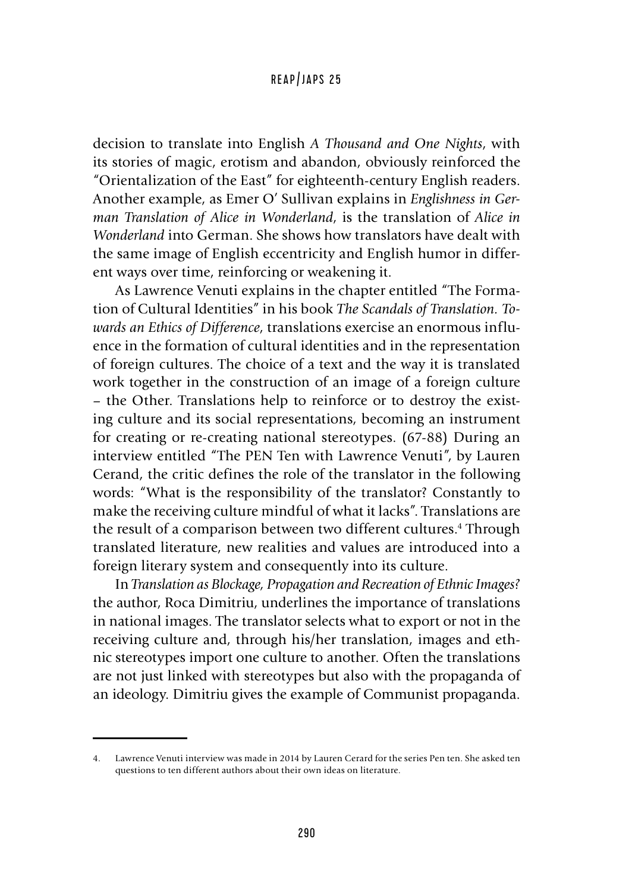decision to translate into English *A Thousand and One Nights*, with its stories of magic, erotism and abandon, obviously reinforced the "Orientalization of the East" for eighteenth-century English readers. Another example, as Emer O' Sullivan explains in *Englishness in German Translation of Alice in Wonderland*, is the translation of *Alice in Wonderland* into German. She shows how translators have dealt with the same image of English eccentricity and English humor in different ways over time, reinforcing or weakening it.

As Lawrence Venuti explains in the chapter entitled "The Formation of Cultural Identities" in his book *The Scandals of Translation. Towards an Ethics of Difference*, translations exercise an enormous influence in the formation of cultural identities and in the representation of foreign cultures. The choice of a text and the way it is translated work together in the construction of an image of a foreign culture – the Other. Translations help to reinforce or to destroy the existing culture and its social representations, becoming an instrument for creating or re-creating national stereotypes. (67-88) During an interview entitled "The PEN Ten with Lawrence Venuti", by Lauren Cerand, the critic defines the role of the translator in the following words: "What is the responsibility of the translator? Constantly to make the receiving culture mindful of what it lacks". Translations are the result of a comparison between two different cultures.[4] Through translated literature, new realities and values are introduced into a foreign literary system and consequently into its culture.

In *Translation as Blockage, Propagation and Recreation of Ethnic Images?* the author, Roca Dimitriu, underlines the importance of translations in national images. The translator selects what to export or not in the receiving culture and, through his/her translation, images and ethnic stereotypes import one culture to another. Often the translations are not just linked with stereotypes but also with the propaganda of an ideology. Dimitriu gives the example of Communist propaganda.

---

4. Lawrence Venuti interview was made in 2014 by Lauren Cerard for the series Pen ten. She asked ten questions to ten different authors about their own ideas on literature.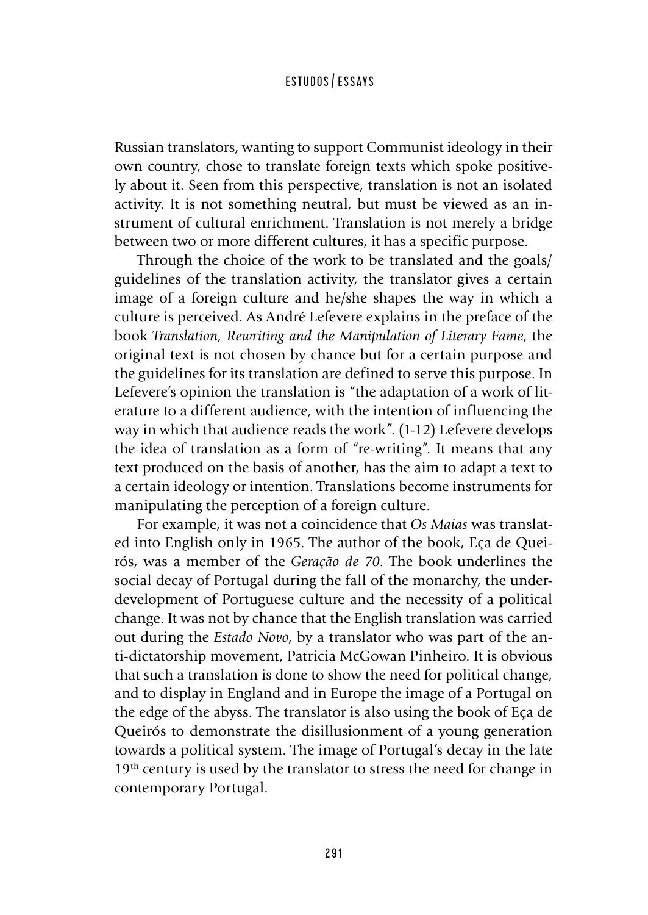Russian translators, wanting to support Communist ideology in their own country, chose to translate foreign texts which spoke positively about it. Seen from this perspective, translation is not an isolated activity. It is not something neutral, but must be viewed as an instrument of cultural enrichment. Translation is not merely a bridge between two or more different cultures, it has a specific purpose.

Through the choice of the work to be translated and the goals/guidelines of the translation activity, the translator gives a certain image of a foreign culture and he/she shapes the way in which a culture is perceived. As André Lefevere explains in the preface of the book *Translation, Rewriting and the Manipulation of Literary Fame*, the original text is not chosen by chance but for a certain purpose and the guidelines for its translation are defined to serve this purpose. In Lefevere's opinion the translation is "the adaptation of a work of literature to a different audience, with the intention of influencing the way in which that audience reads the work". (1-12) Lefevere develops the idea of translation as a form of "re-writing". It means that any text produced on the basis of another, has the aim to adapt a text to a certain ideology or intention. Translations become instruments for manipulating the perception of a foreign culture.

For example, it was not a coincidence that *Os Maias* was translated into English only in 1965. The author of the book, Eça de Queirós, was a member of the *Geração de 70*. The book underlines the social decay of Portugal during the fall of the monarchy, the underdevelopment of Portuguese culture and the necessity of a political change. It was not by chance that the English translation was carried out during the *Estado Novo*, by a translator who was part of the anti-dictatorship movement, Patricia McGowan Pinheiro. It is obvious that such a translation is done to show the need for political change, and to display in England and in Europe the image of a Portugal on the edge of the abyss. The translator is also using the book of Eça de Queirós to demonstrate the disillusionment of a young generation towards a political system. The image of Portugal's decay in the late 19th century is used by the translator to stress the need for change in contemporary Portugal.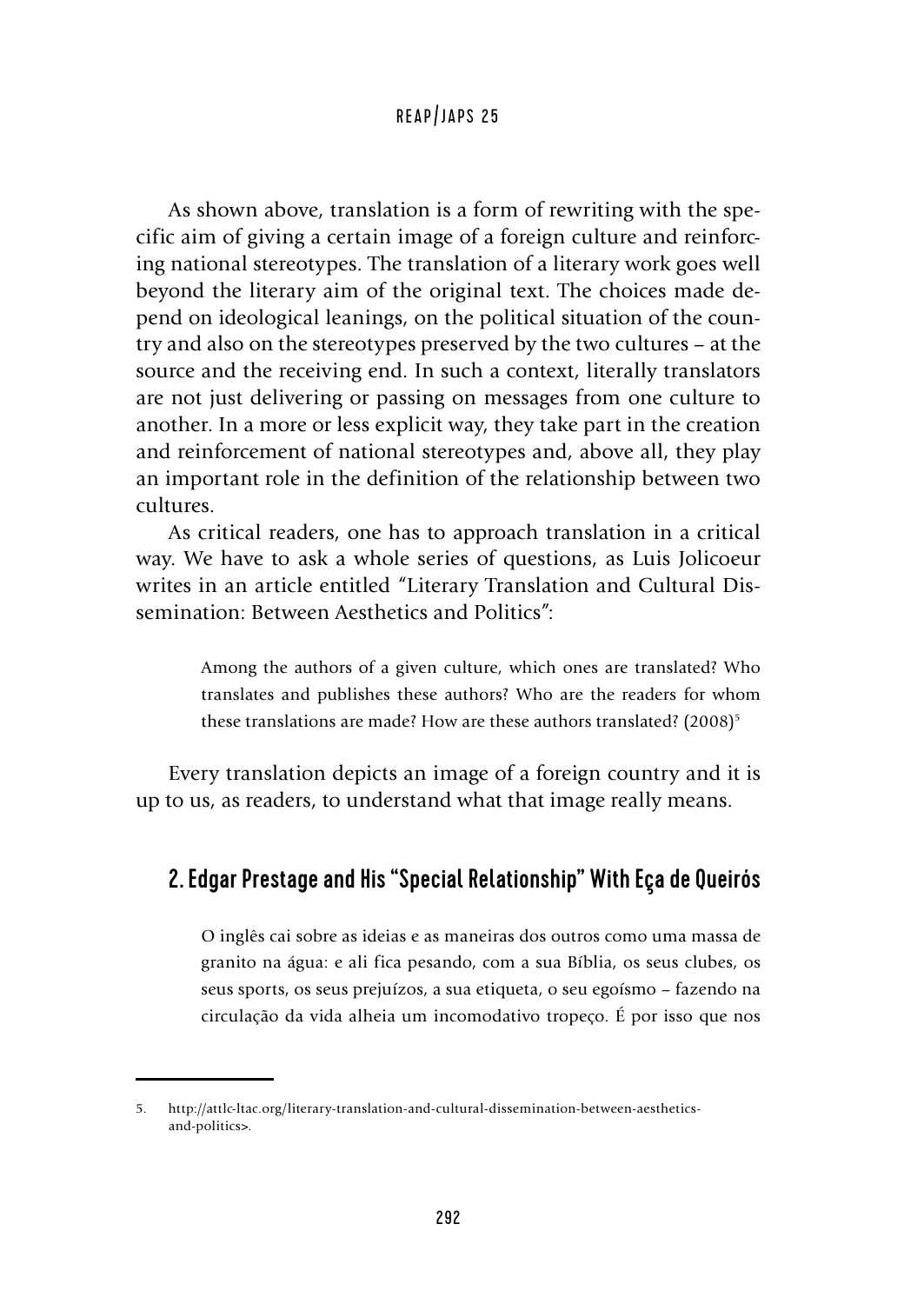As shown above, translation is a form of rewriting with the specific aim of giving a certain image of a foreign culture and reinforcing national stereotypes. The translation of a literary work goes well beyond the literary aim of the original text. The choices made depend on ideological leanings, on the political situation of the country and also on the stereotypes preserved by the two cultures – at the source and the receiving end. In such a context, literally translators are not just delivering or passing on messages from one culture to another. In a more or less explicit way, they take part in the creation and reinforcement of national stereotypes and, above all, they play an important role in the definition of the relationship between two cultures.

As critical readers, one has to approach translation in a critical way. We have to ask a whole series of questions, as Luis Jolicoeur writes in an article entitled "Literary Translation and Cultural Dissemination: Between Aesthetics and Politics":

> Among the authors of a given culture, which ones are translated? Who translates and publishes these authors? Who are the readers for whom these translations are made? How are these authors translated? (2008)[5]

Every translation depicts an image of a foreign country and it is up to us, as readers, to understand what that image really means.

## 2. Edgar Prestage and His "Special Relationship" With Eça de Queirós

> O inglês cai sobre as ideias e as maneiras dos outros como uma massa de granito na água: e ali fica pesando, com a sua Bíblia, os seus clubes, os seus sports, os seus prejuízos, a sua etiqueta, o seu egoísmo – fazendo na circulação da vida alheia um incomodativo tropeço. É por isso que nos

5. http://attlc-ltac.org/literary-translation-and-cultural-dissemination-between-aesthetics-and-politics>.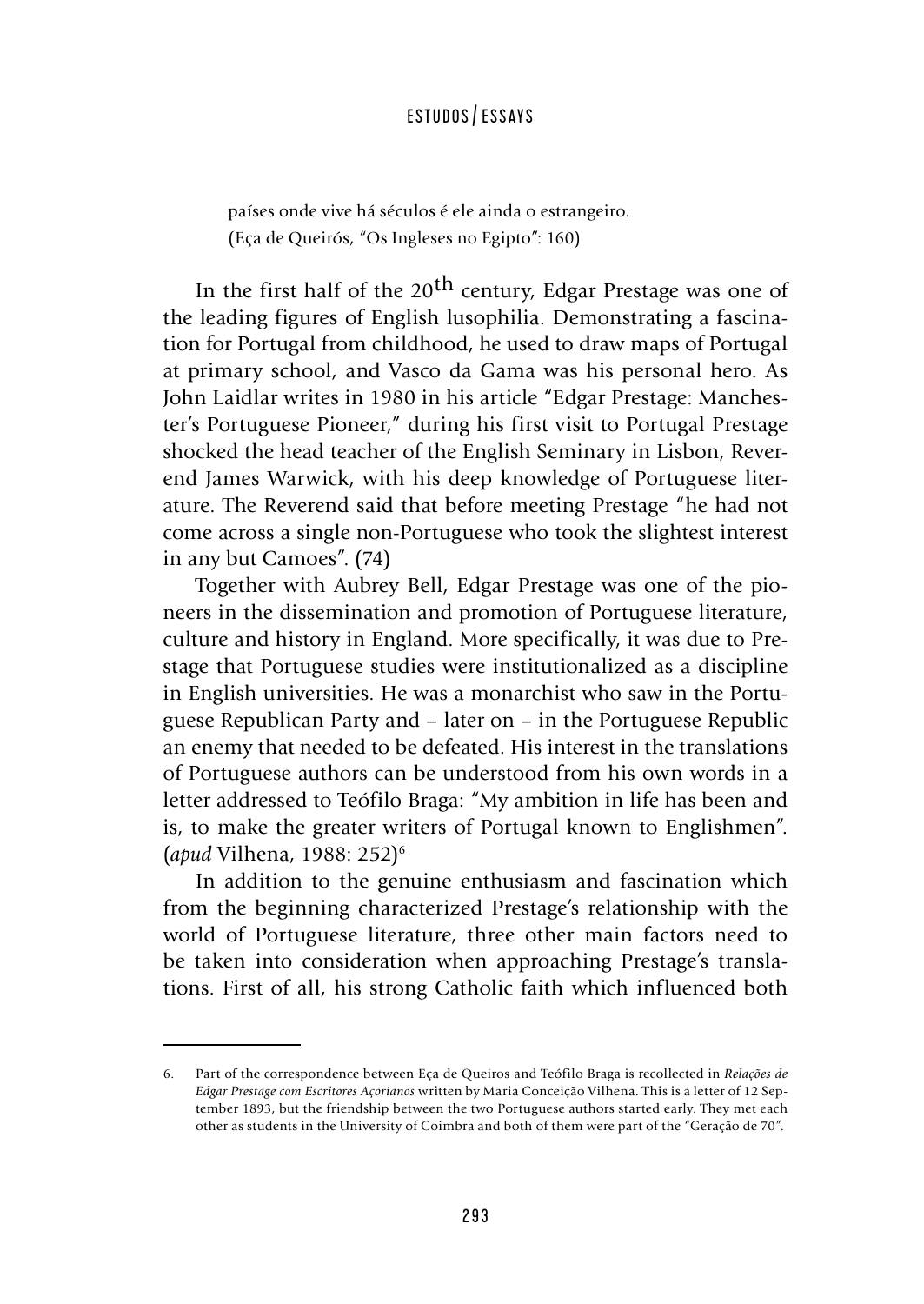países onde vive há séculos é ele ainda o estrangeiro.
(Eça de Queirós, "Os Ingleses no Egipto": 160)

In the first half of the 20th century, Edgar Prestage was one of the leading figures of English lusophilia. Demonstrating a fascination for Portugal from childhood, he used to draw maps of Portugal at primary school, and Vasco da Gama was his personal hero. As John Laidlar writes in 1980 in his article "Edgar Prestage: Manchester's Portuguese Pioneer," during his first visit to Portugal Prestage shocked the head teacher of the English Seminary in Lisbon, Reverend James Warwick, with his deep knowledge of Portuguese literature. The Reverend said that before meeting Prestage "he had not come across a single non-Portuguese who took the slightest interest in any but Camoes". (74)

Together with Aubrey Bell, Edgar Prestage was one of the pioneers in the dissemination and promotion of Portuguese literature, culture and history in England. More specifically, it was due to Prestage that Portuguese studies were institutionalized as a discipline in English universities. He was a monarchist who saw in the Portuguese Republican Party and – later on – in the Portuguese Republic an enemy that needed to be defeated. His interest in the translations of Portuguese authors can be understood from his own words in a letter addressed to Teófilo Braga: "My ambition in life has been and is, to make the greater writers of Portugal known to Englishmen". (*apud* Vilhena, 1988: 252)[6]

In addition to the genuine enthusiasm and fascination which from the beginning characterized Prestage's relationship with the world of Portuguese literature, three other main factors need to be taken into consideration when approaching Prestage's translations. First of all, his strong Catholic faith which influenced both

---

6. Part of the correspondence between Eça de Queiros and Teófilo Braga is recollected in *Relações de Edgar Prestage com Escritores Açorianos* written by Maria Conceição Vilhena. This is a letter of 12 September 1893, but the friendship between the two Portuguese authors started early. They met each other as students in the University of Coimbra and both of them were part of the "Geração de 70".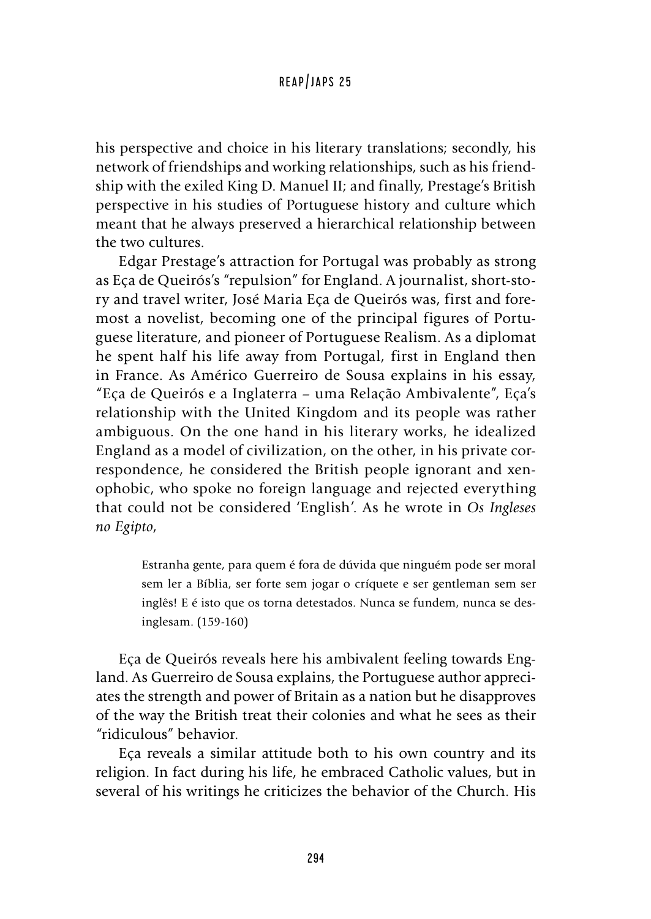his perspective and choice in his literary translations; secondly, his network of friendships and working relationships, such as his friendship with the exiled King D. Manuel II; and finally, Prestage's British perspective in his studies of Portuguese history and culture which meant that he always preserved a hierarchical relationship between the two cultures.

Edgar Prestage's attraction for Portugal was probably as strong as Eça de Queirós's "repulsion" for England. A journalist, short-story and travel writer, José Maria Eça de Queirós was, first and foremost a novelist, becoming one of the principal figures of Portuguese literature, and pioneer of Portuguese Realism. As a diplomat he spent half his life away from Portugal, first in England then in France. As Américo Guerreiro de Sousa explains in his essay, "Eça de Queirós e a Inglaterra – uma Relação Ambivalente", Eça's relationship with the United Kingdom and its people was rather ambiguous. On the one hand in his literary works, he idealized England as a model of civilization, on the other, in his private correspondence, he considered the British people ignorant and xenophobic, who spoke no foreign language and rejected everything that could not be considered 'English'. As he wrote in *Os Ingleses no Egipto*,

> Estranha gente, para quem é fora de dúvida que ninguém pode ser moral sem ler a Bíblia, ser forte sem jogar o críquete e ser gentleman sem ser inglês! E é isto que os torna detestados. Nunca se fundem, nunca se desinglesam. (159-160)

Eça de Queirós reveals here his ambivalent feeling towards England. As Guerreiro de Sousa explains, the Portuguese author appreciates the strength and power of Britain as a nation but he disapproves of the way the British treat their colonies and what he sees as their "ridiculous" behavior.

Eça reveals a similar attitude both to his own country and its religion. In fact during his life, he embraced Catholic values, but in several of his writings he criticizes the behavior of the Church. His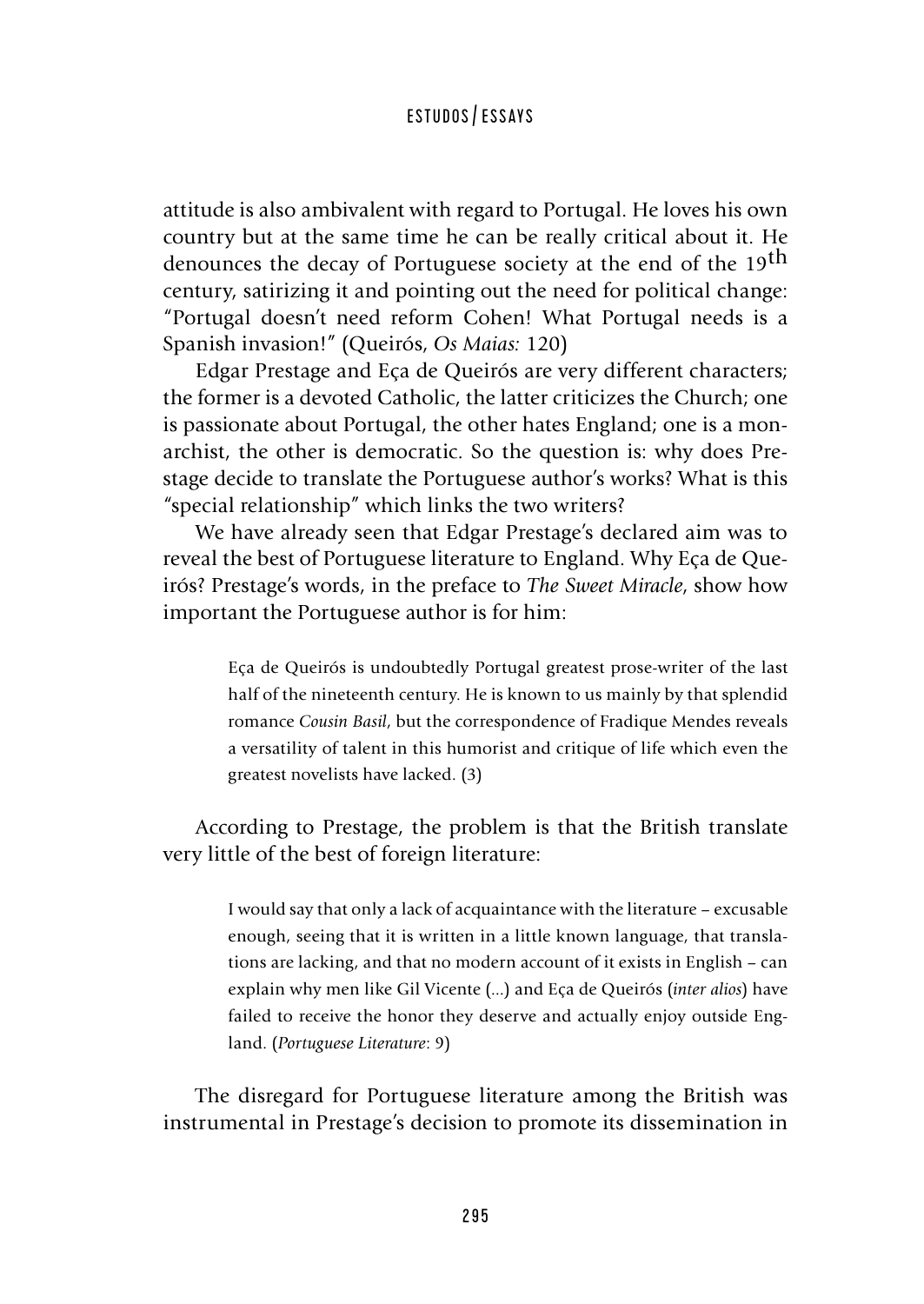attitude is also ambivalent with regard to Portugal. He loves his own country but at the same time he can be really critical about it. He denounces the decay of Portuguese society at the end of the $19^{th}$ century, satirizing it and pointing out the need for political change: "Portugal doesn't need reform Cohen! What Portugal needs is a Spanish invasion!" (Queirós, *Os Maias:* 120)

Edgar Prestage and Eça de Queirós are very different characters; the former is a devoted Catholic, the latter criticizes the Church; one is passionate about Portugal, the other hates England; one is a monarchist, the other is democratic. So the question is: why does Prestage decide to translate the Portuguese author's works? What is this "special relationship" which links the two writers?

We have already seen that Edgar Prestage's declared aim was to reveal the best of Portuguese literature to England. Why Eça de Queirós? Prestage's words, in the preface to *The Sweet Miracle*, show how important the Portuguese author is for him:

> Eça de Queirós is undoubtedly Portugal greatest prose-writer of the last half of the nineteenth century. He is known to us mainly by that splendid romance *Cousin Basil*, but the correspondence of Fradique Mendes reveals a versatility of talent in this humorist and critique of life which even the greatest novelists have lacked. (3)

According to Prestage, the problem is that the British translate very little of the best of foreign literature:

> I would say that only a lack of acquaintance with the literature – excusable enough, seeing that it is written in a little known language, that translations are lacking, and that no modern account of it exists in English – can explain why men like Gil Vicente (...) and Eça de Queirós (*inter alios*) have failed to receive the honor they deserve and actually enjoy outside England. (*Portuguese Literature*: 9)

The disregard for Portuguese literature among the British was instrumental in Prestage's decision to promote its dissemination in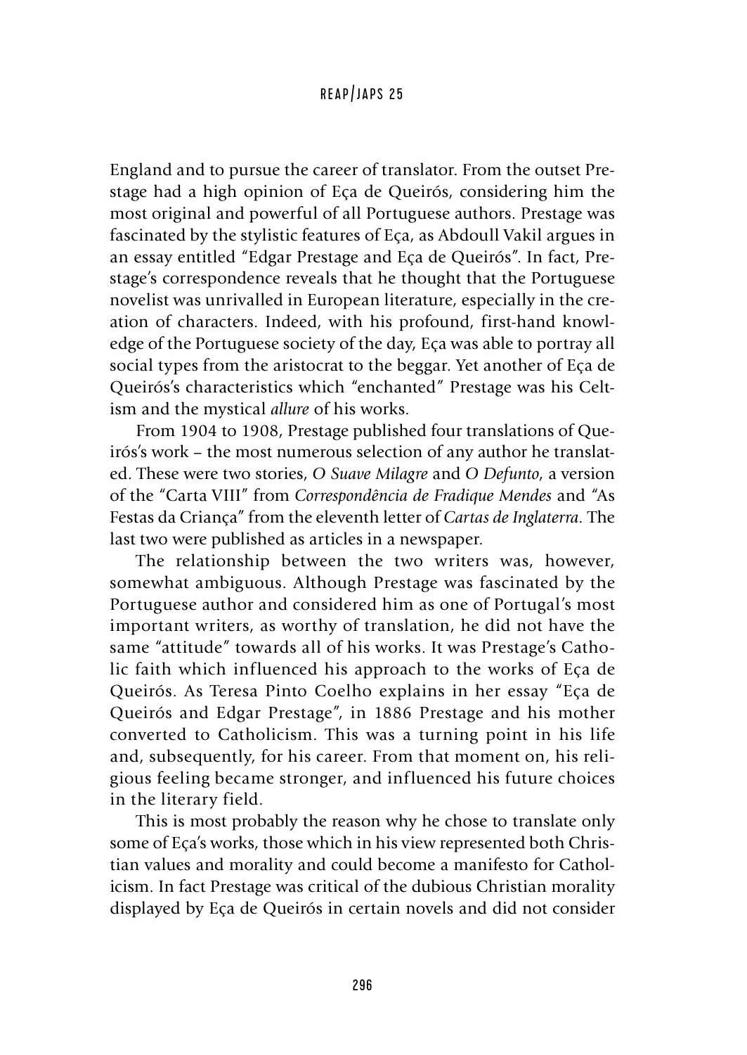England and to pursue the career of translator. From the outset Prestage had a high opinion of Eça de Queirós, considering him the most original and powerful of all Portuguese authors. Prestage was fascinated by the stylistic features of Eça, as Abdoull Vakil argues in an essay entitled "Edgar Prestage and Eça de Queirós". In fact, Prestage's correspondence reveals that he thought that the Portuguese novelist was unrivalled in European literature, especially in the creation of characters. Indeed, with his profound, first-hand knowledge of the Portuguese society of the day, Eça was able to portray all social types from the aristocrat to the beggar. Yet another of Eça de Queirós's characteristics which "enchanted" Prestage was his Celtism and the mystical *allure* of his works.

From 1904 to 1908, Prestage published four translations of Queirós's work – the most numerous selection of any author he translated. These were two stories, *O Suave Milagre* and *O Defunto*, a version of the "Carta VIII" from *Correspondência de Fradique Mendes* and "As Festas da Criança" from the eleventh letter of *Cartas de Inglaterra*. The last two were published as articles in a newspaper.

The relationship between the two writers was, however, somewhat ambiguous. Although Prestage was fascinated by the Portuguese author and considered him as one of Portugal's most important writers, as worthy of translation, he did not have the same "attitude" towards all of his works. It was Prestage's Catholic faith which influenced his approach to the works of Eça de Queirós. As Teresa Pinto Coelho explains in her essay "Eça de Queirós and Edgar Prestage", in 1886 Prestage and his mother converted to Catholicism. This was a turning point in his life and, subsequently, for his career. From that moment on, his religious feeling became stronger, and influenced his future choices in the literary field.

This is most probably the reason why he chose to translate only some of Eça's works, those which in his view represented both Christian values and morality and could become a manifesto for Catholicism. In fact Prestage was critical of the dubious Christian morality displayed by Eça de Queirós in certain novels and did not consider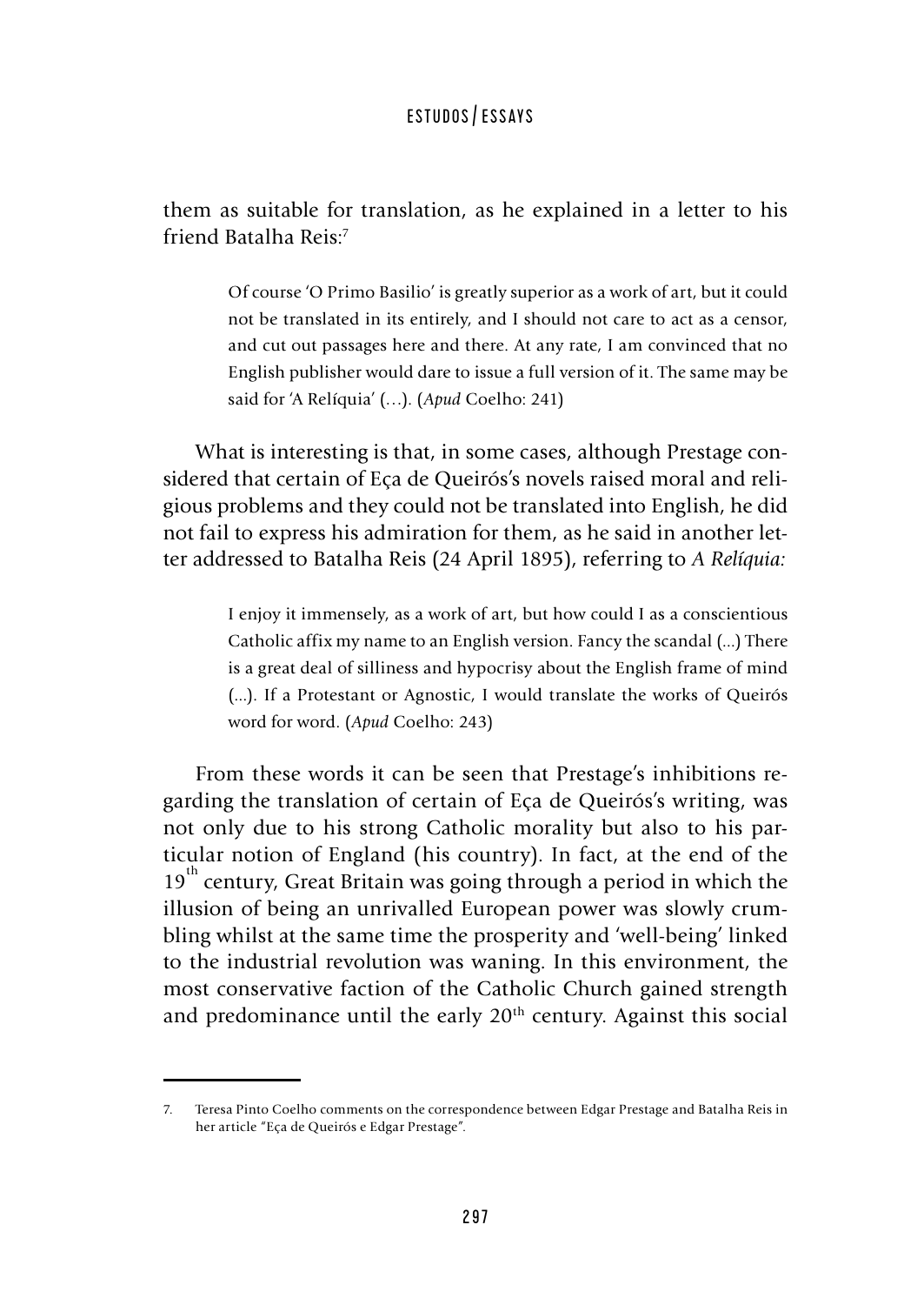them as suitable for translation, as he explained in a letter to his friend Batalha Reis:[7]

> Of course 'O Primo Basilio' is greatly superior as a work of art, but it could not be translated in its entirely, and I should not care to act as a censor, and cut out passages here and there. At any rate, I am convinced that no English publisher would dare to issue a full version of it. The same may be said for 'A Relíquia' (…). (*Apud* Coelho: 241)

What is interesting is that, in some cases, although Prestage considered that certain of Eça de Queirós's novels raised moral and religious problems and they could not be translated into English, he did not fail to express his admiration for them, as he said in another letter addressed to Batalha Reis (24 April 1895), referring to *A Relíquia:*

> I enjoy it immensely, as a work of art, but how could I as a conscientious Catholic affix my name to an English version. Fancy the scandal (...) There is a great deal of silliness and hypocrisy about the English frame of mind (...). If a Protestant or Agnostic, I would translate the works of Queirós word for word. (*Apud* Coelho: 243)

From these words it can be seen that Prestage's inhibitions regarding the translation of certain of Eça de Queirós's writing, was not only due to his strong Catholic morality but also to his particular notion of England (his country). In fact, at the end of the 19th century, Great Britain was going through a period in which the illusion of being an unrivalled European power was slowly crumbling whilst at the same time the prosperity and 'well-being' linked to the industrial revolution was waning. In this environment, the most conservative faction of the Catholic Church gained strength and predominance until the early 20th century. Against this social

7. Teresa Pinto Coelho comments on the correspondence between Edgar Prestage and Batalha Reis in her article "Eça de Queirós e Edgar Prestage".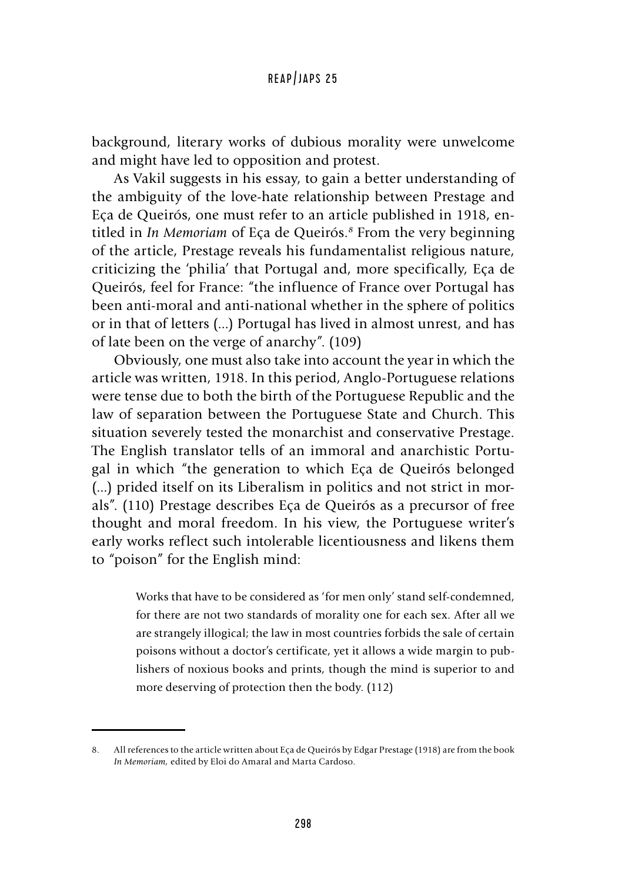background, literary works of dubious morality were unwelcome and might have led to opposition and protest.

As Vakil suggests in his essay, to gain a better understanding of the ambiguity of the love-hate relationship between Prestage and Eça de Queirós, one must refer to an article published in 1918, entitled in *In Memoriam* of Eça de Queirós.[8] From the very beginning of the article, Prestage reveals his fundamentalist religious nature, criticizing the 'philia' that Portugal and, more specifically, Eça de Queirós, feel for France: "the influence of France over Portugal has been anti-moral and anti-national whether in the sphere of politics or in that of letters (...) Portugal has lived in almost unrest, and has of late been on the verge of anarchy". (109)

Obviously, one must also take into account the year in which the article was written, 1918. In this period, Anglo-Portuguese relations were tense due to both the birth of the Portuguese Republic and the law of separation between the Portuguese State and Church. This situation severely tested the monarchist and conservative Prestage. The English translator tells of an immoral and anarchistic Portugal in which "the generation to which Eça de Queirós belonged (...) prided itself on its Liberalism in politics and not strict in morals". (110) Prestage describes Eça de Queirós as a precursor of free thought and moral freedom. In his view, the Portuguese writer's early works reflect such intolerable licentiousness and likens them to "poison" for the English mind:

> Works that have to be considered as 'for men only' stand self-condemned, for there are not two standards of morality one for each sex. After all we are strangely illogical; the law in most countries forbids the sale of certain poisons without a doctor's certificate, yet it allows a wide margin to publishers of noxious books and prints, though the mind is superior to and more deserving of protection then the body. (112)

---

8. All references to the article written about Eça de Queirós by Edgar Prestage (1918) are from the book *In Memoriam,* edited by Eloi do Amaral and Marta Cardoso.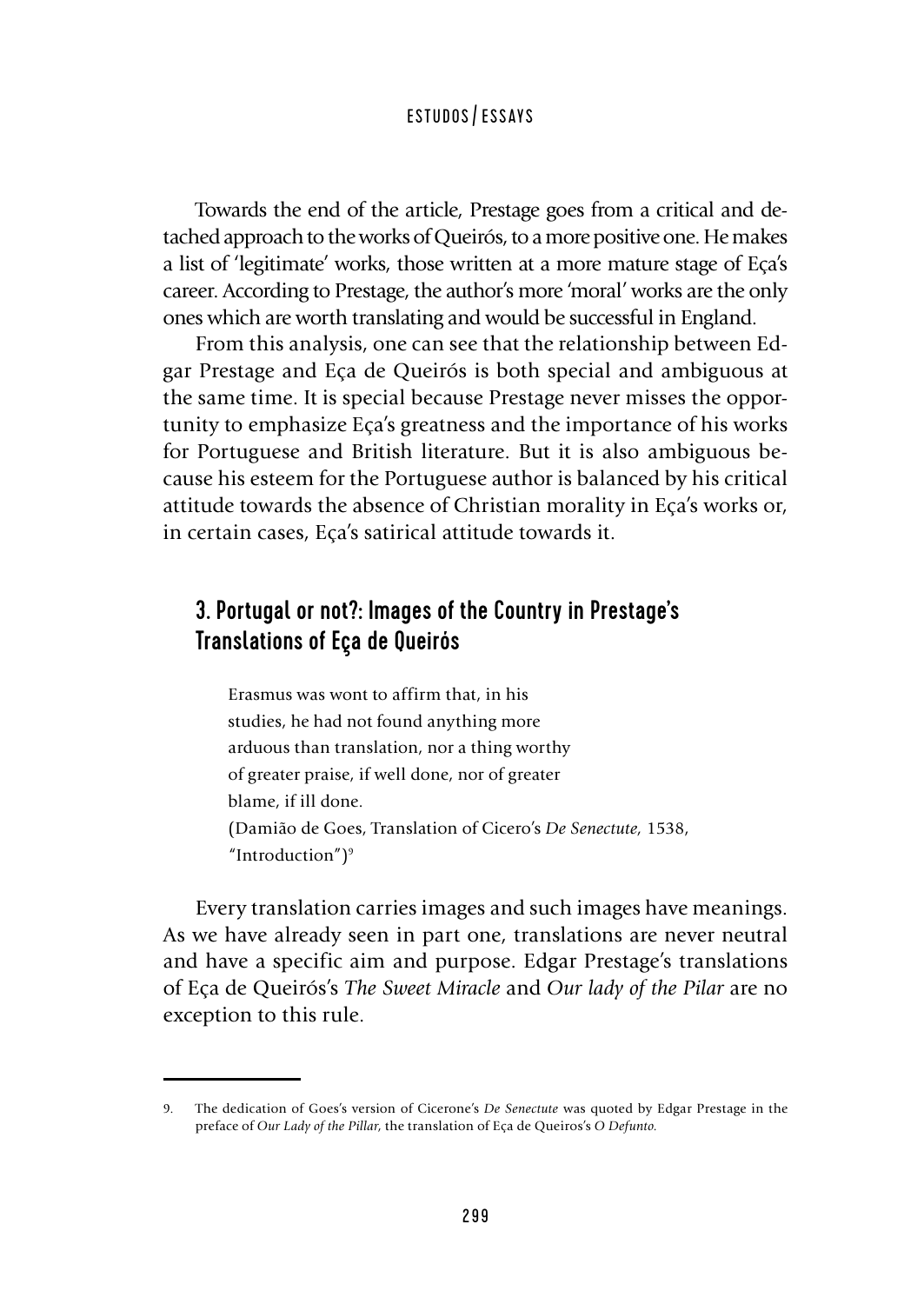Towards the end of the article, Prestage goes from a critical and detached approach to the works of Queirós, to a more positive one. He makes a list of 'legitimate' works, those written at a more mature stage of Eça's career. According to Prestage, the author's more 'moral' works are the only ones which are worth translating and would be successful in England.

From this analysis, one can see that the relationship between Edgar Prestage and Eça de Queirós is both special and ambiguous at the same time. It is special because Prestage never misses the opportunity to emphasize Eça's greatness and the importance of his works for Portuguese and British literature. But it is also ambiguous because his esteem for the Portuguese author is balanced by his critical attitude towards the absence of Christian morality in Eça's works or, in certain cases, Eça's satirical attitude towards it.

## 3. Portugal or not?: Images of the Country in Prestage's Translations of Eça de Queirós

> Erasmus was wont to affirm that, in his
> studies, he had not found anything more
> arduous than translation, nor a thing worthy
> of greater praise, if well done, nor of greater
> blame, if ill done.
> (Damião de Goes, Translation of Cicero's *De Senectute*, 1538, "Introduction")[9]

Every translation carries images and such images have meanings. As we have already seen in part one, translations are never neutral and have a specific aim and purpose. Edgar Prestage's translations of Eça de Queirós's *The Sweet Miracle* and *Our lady of the Pilar* are no exception to this rule.

---

9. The dedication of Goes's version of Cicerone's *De Senectute* was quoted by Edgar Prestage in the preface of *Our Lady of the Pillar*, the translation of Eça de Queiros's *O Defunto*.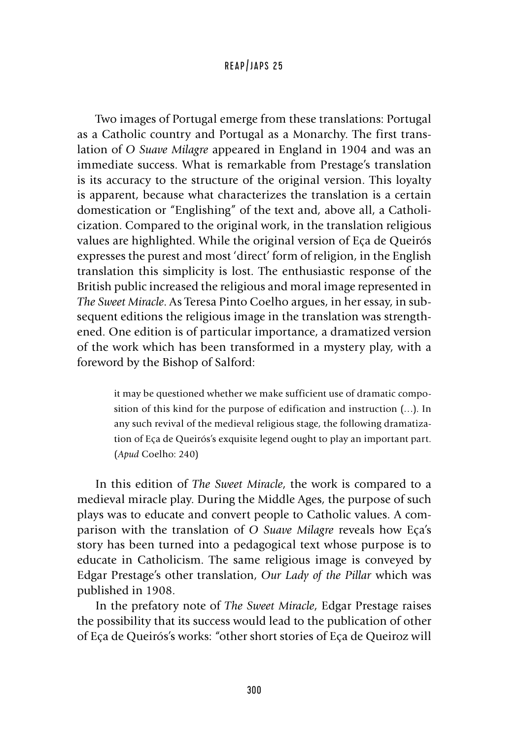Two images of Portugal emerge from these translations: Portugal as a Catholic country and Portugal as a Monarchy. The first translation of *O Suave Milagre* appeared in England in 1904 and was an immediate success. What is remarkable from Prestage's translation is its accuracy to the structure of the original version. This loyalty is apparent, because what characterizes the translation is a certain domestication or "Englishing" of the text and, above all, a Catholicization. Compared to the original work, in the translation religious values are highlighted. While the original version of Eça de Queirós expresses the purest and most 'direct' form of religion, in the English translation this simplicity is lost. The enthusiastic response of the British public increased the religious and moral image represented in *The Sweet Miracle*. As Teresa Pinto Coelho argues, in her essay, in subsequent editions the religious image in the translation was strengthened. One edition is of particular importance, a dramatized version of the work which has been transformed in a mystery play, with a foreword by the Bishop of Salford:

> it may be questioned whether we make sufficient use of dramatic composition of this kind for the purpose of edification and instruction (…). In any such revival of the medieval religious stage, the following dramatization of Eça de Queirós's exquisite legend ought to play an important part. (*Apud* Coelho: 240)

In this edition of *The Sweet Miracle*, the work is compared to a medieval miracle play. During the Middle Ages, the purpose of such plays was to educate and convert people to Catholic values. A comparison with the translation of *O Suave Milagre* reveals how Eça's story has been turned into a pedagogical text whose purpose is to educate in Catholicism. The same religious image is conveyed by Edgar Prestage's other translation, *Our Lady of the Pillar* which was published in 1908.

In the prefatory note of *The Sweet Miracle*, Edgar Prestage raises the possibility that its success would lead to the publication of other of Eça de Queirós's works: "other short stories of Eça de Queiroz will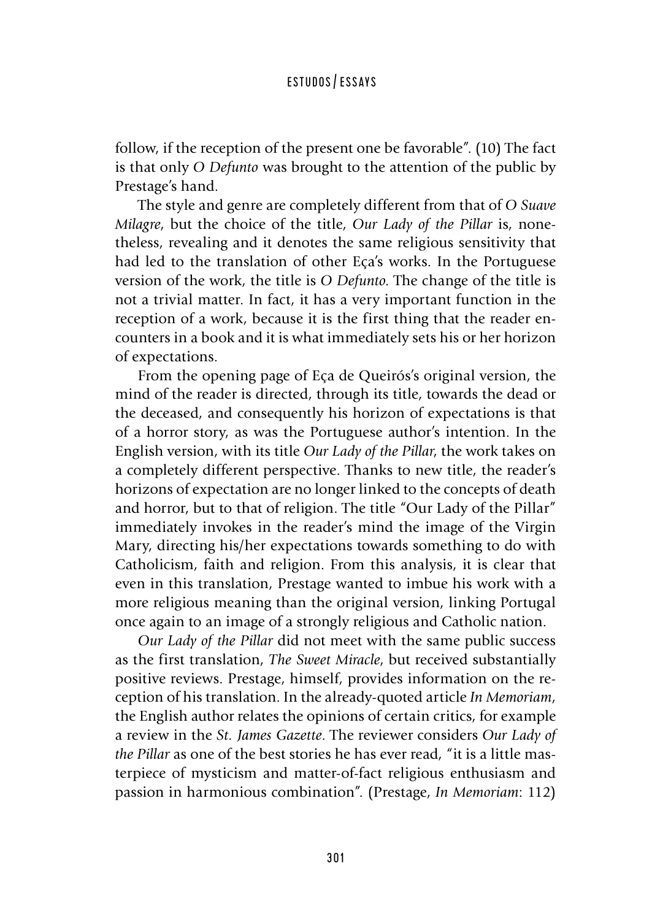follow, if the reception of the present one be favorable". (10) The fact is that only *O Defunto* was brought to the attention of the public by Prestage's hand.

The style and genre are completely different from that of *O Suave Milagre*, but the choice of the title, *Our Lady of the Pillar* is, nonetheless, revealing and it denotes the same religious sensitivity that had led to the translation of other Eça's works. In the Portuguese version of the work, the title is *O Defunto*. The change of the title is not a trivial matter. In fact, it has a very important function in the reception of a work, because it is the first thing that the reader encounters in a book and it is what immediately sets his or her horizon of expectations.

From the opening page of Eça de Queirós's original version, the mind of the reader is directed, through its title, towards the dead or the deceased, and consequently his horizon of expectations is that of a horror story, as was the Portuguese author's intention. In the English version, with its title *Our Lady of the Pillar*, the work takes on a completely different perspective. Thanks to new title, the reader's horizons of expectation are no longer linked to the concepts of death and horror, but to that of religion. The title "Our Lady of the Pillar" immediately invokes in the reader's mind the image of the Virgin Mary, directing his/her expectations towards something to do with Catholicism, faith and religion. From this analysis, it is clear that even in this translation, Prestage wanted to imbue his work with a more religious meaning than the original version, linking Portugal once again to an image of a strongly religious and Catholic nation.

*Our Lady of the Pillar* did not meet with the same public success as the first translation, *The Sweet Miracle*, but received substantially positive reviews. Prestage, himself, provides information on the reception of his translation. In the already-quoted article *In Memoriam*, the English author relates the opinions of certain critics, for example a review in the *St. James Gazette*. The reviewer considers *Our Lady of the Pillar* as one of the best stories he has ever read, "it is a little masterpiece of mysticism and matter-of-fact religious enthusiasm and passion in harmonious combination". (Prestage, *In Memoriam*: 112)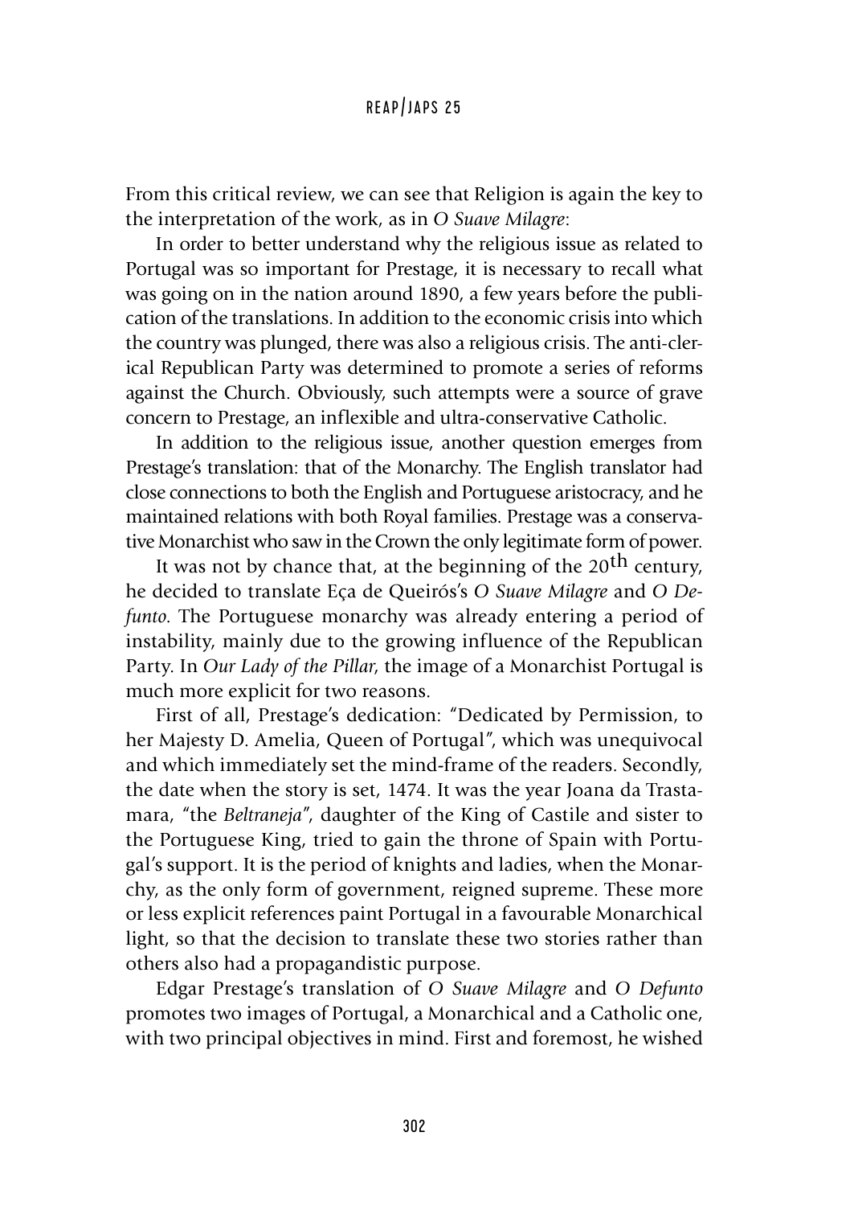From this critical review, we can see that Religion is again the key to the interpretation of the work, as in *O Suave Milagre*:

In order to better understand why the religious issue as related to Portugal was so important for Prestage, it is necessary to recall what was going on in the nation around 1890, a few years before the publication of the translations. In addition to the economic crisis into which the country was plunged, there was also a religious crisis. The anti-clerical Republican Party was determined to promote a series of reforms against the Church. Obviously, such attempts were a source of grave concern to Prestage, an inflexible and ultra-conservative Catholic.

In addition to the religious issue, another question emerges from Prestage's translation: that of the Monarchy. The English translator had close connections to both the English and Portuguese aristocracy, and he maintained relations with both Royal families. Prestage was a conservative Monarchist who saw in the Crown the only legitimate form of power.

It was not by chance that, at the beginning of the 20th century, he decided to translate Eça de Queirós's *O Suave Milagre* and *O Defunto*. The Portuguese monarchy was already entering a period of instability, mainly due to the growing influence of the Republican Party. In *Our Lady of the Pillar*, the image of a Monarchist Portugal is much more explicit for two reasons.

First of all, Prestage's dedication: "Dedicated by Permission, to her Majesty D. Amelia, Queen of Portugal", which was unequivocal and which immediately set the mind-frame of the readers. Secondly, the date when the story is set, 1474. It was the year Joana da Trastamara, "the *Beltraneja*", daughter of the King of Castile and sister to the Portuguese King, tried to gain the throne of Spain with Portugal's support. It is the period of knights and ladies, when the Monarchy, as the only form of government, reigned supreme. These more or less explicit references paint Portugal in a favourable Monarchical light, so that the decision to translate these two stories rather than others also had a propagandistic purpose.

Edgar Prestage's translation of *O Suave Milagre* and *O Defunto* promotes two images of Portugal, a Monarchical and a Catholic one, with two principal objectives in mind. First and foremost, he wished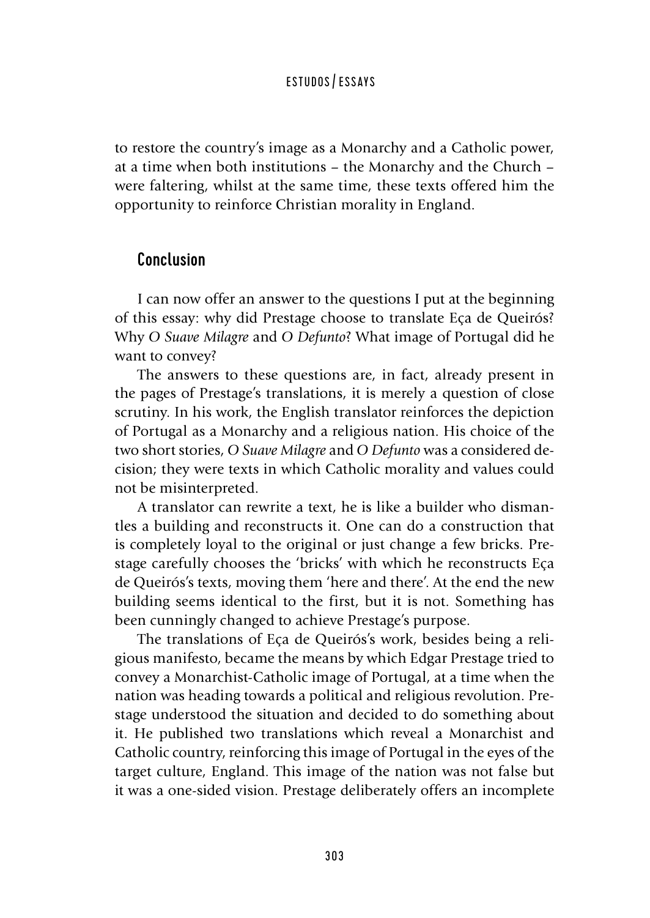to restore the country's image as a Monarchy and a Catholic power, at a time when both institutions – the Monarchy and the Church – were faltering, whilst at the same time, these texts offered him the opportunity to reinforce Christian morality in England.

## Conclusion

I can now offer an answer to the questions I put at the beginning of this essay: why did Prestage choose to translate Eça de Queirós? Why *O Suave Milagre* and *O Defunto*? What image of Portugal did he want to convey?

The answers to these questions are, in fact, already present in the pages of Prestage's translations, it is merely a question of close scrutiny. In his work, the English translator reinforces the depiction of Portugal as a Monarchy and a religious nation. His choice of the two short stories, *O Suave Milagre* and *O Defunto* was a considered decision; they were texts in which Catholic morality and values could not be misinterpreted.

A translator can rewrite a text, he is like a builder who dismantles a building and reconstructs it. One can do a construction that is completely loyal to the original or just change a few bricks. Prestage carefully chooses the 'bricks' with which he reconstructs Eça de Queirós's texts, moving them 'here and there'. At the end the new building seems identical to the first, but it is not. Something has been cunningly changed to achieve Prestage's purpose.

The translations of Eça de Queirós's work, besides being a religious manifesto, became the means by which Edgar Prestage tried to convey a Monarchist-Catholic image of Portugal, at a time when the nation was heading towards a political and religious revolution. Prestage understood the situation and decided to do something about it. He published two translations which reveal a Monarchist and Catholic country, reinforcing this image of Portugal in the eyes of the target culture, England. This image of the nation was not false but it was a one-sided vision. Prestage deliberately offers an incomplete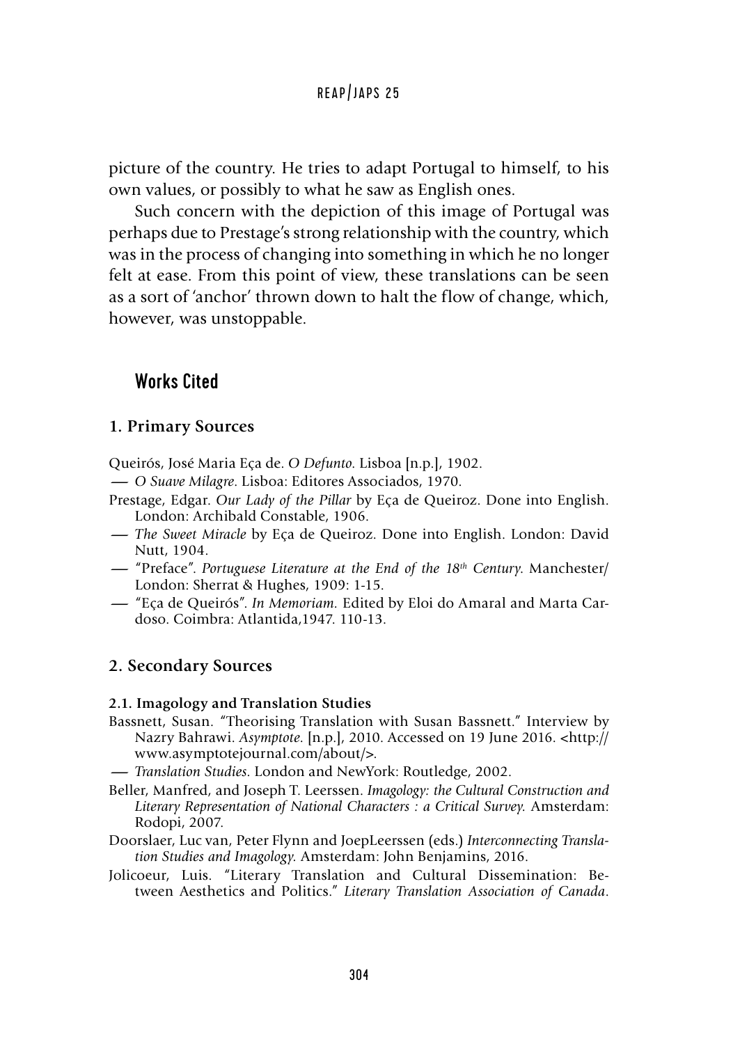picture of the country. He tries to adapt Portugal to himself, to his own values, or possibly to what he saw as English ones.

Such concern with the depiction of this image of Portugal was perhaps due to Prestage's strong relationship with the country, which was in the process of changing into something in which he no longer felt at ease. From this point of view, these translations can be seen as a sort of 'anchor' thrown down to halt the flow of change, which, however, was unstoppable.

## Works Cited

### 1. Primary Sources

Queirós, José Maria Eça de. *O Defunto*. Lisboa [n.p.], 1902.

— *O Suave Milagre*. Lisboa: Editores Associados, 1970.

Prestage, Edgar. *Our Lady of the Pillar* by Eça de Queiroz. Done into English. London: Archibald Constable, 1906.

— *The Sweet Miracle* by Eça de Queiroz. Done into English. London: David Nutt, 1904.

— "Preface". *Portuguese Literature at the End of the 18th Century*. Manchester/ London: Sherrat & Hughes, 1909: 1-15.

— "Eça de Queirós". *In Memoriam.* Edited by Eloi do Amaral and Marta Cardoso. Coimbra: Atlantida,1947. 110-13.

### 2. Secondary Sources

#### 2.1. Imagology and Translation Studies

Bassnett, Susan. "Theorising Translation with Susan Bassnett." Interview by Nazry Bahrawi. *Asymptote*. [n.p.], 2010. Accessed on 19 June 2016. <http://www.asymptotejournal.com/about/>.

— *Translation Studies*. London and NewYork: Routledge, 2002.

Beller, Manfred, and Joseph T. Leerssen. *Imagology: the Cultural Construction and Literary Representation of National Characters : a Critical Survey.* Amsterdam: Rodopi, 2007.

Doorslaer, Luc van, Peter Flynn and JoepLeerssen (eds.) *Interconnecting Translation Studies and Imagology.* Amsterdam: John Benjamins, 2016.

Jolicoeur, Luis. "Literary Translation and Cultural Dissemination: Between Aesthetics and Politics." *Literary Translation Association of Canada*.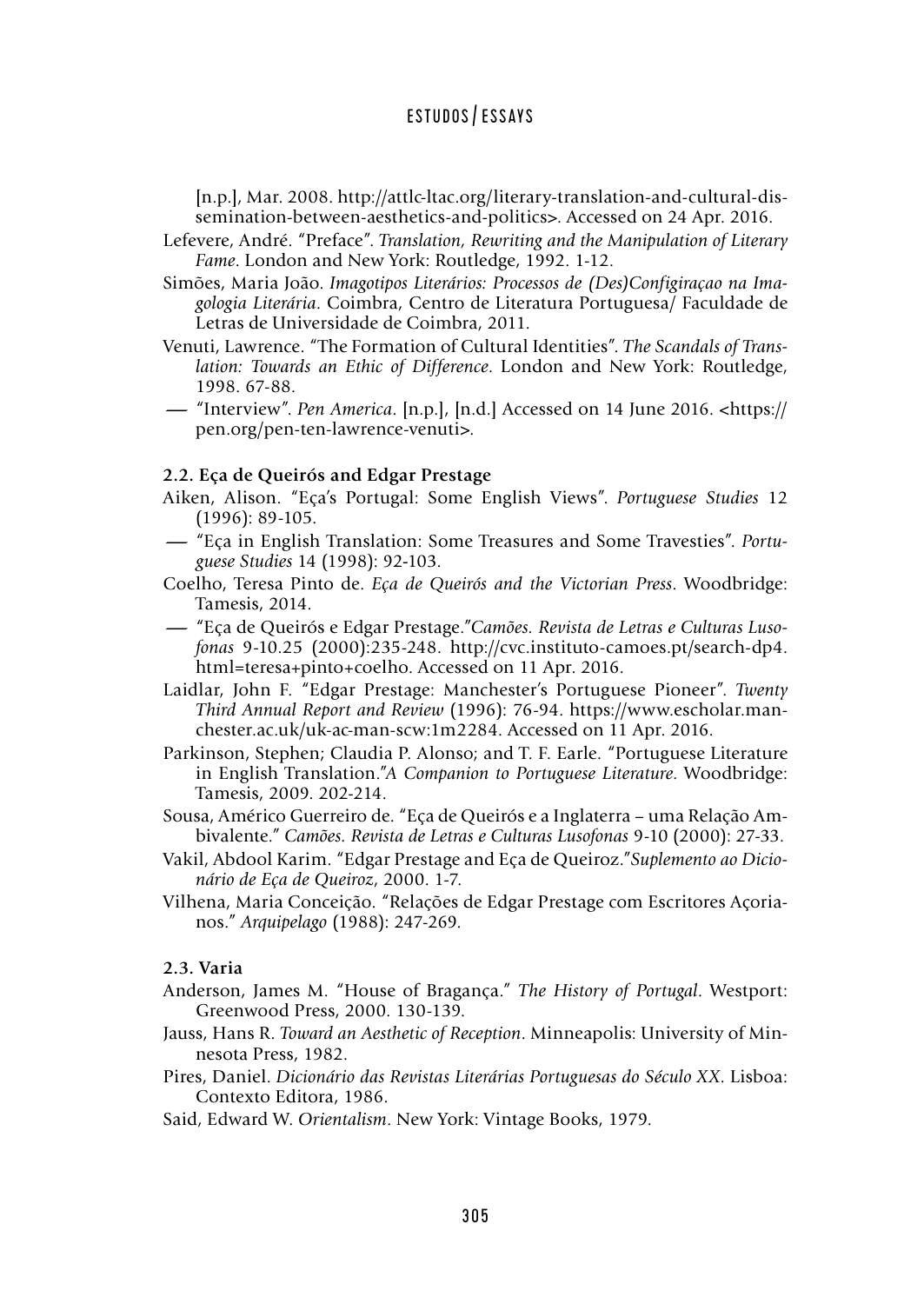[n.p.], Mar. 2008. http://attlc-ltac.org/literary-translation-and-cultural-dissemination-between-aesthetics-and-politics>. Accessed on 24 Apr. 2016.

Lefevere, André. "Preface". *Translation, Rewriting and the Manipulation of Literary Fame*. London and New York: Routledge, 1992. 1-12.

Simões, Maria João. *Imagotipos Literários: Processos de (Des)Configiraçao na Imagologia Literária*. Coimbra, Centro de Literatura Portuguesa/ Faculdade de Letras de Universidade de Coimbra, 2011.

Venuti, Lawrence. "The Formation of Cultural Identities". *The Scandals of Translation: Towards an Ethic of Difference*. London and New York: Routledge, 1998. 67-88.

— "Interview". *Pen America*. [n.p.], [n.d.] Accessed on 14 June 2016. <https://pen.org/pen-ten-lawrence-venuti>.

### 2.2. Eça de Queirós and Edgar Prestage

Aiken, Alison. "Eça's Portugal: Some English Views". *Portuguese Studies* 12 (1996): 89-105.

— "Eça in English Translation: Some Treasures and Some Travesties". *Portuguese Studies* 14 (1998): 92-103.

Coelho, Teresa Pinto de. *Eça de Queirós and the Victorian Press*. Woodbridge: Tamesis, 2014.

— "Eça de Queirós e Edgar Prestage."*Camões. Revista de Letras e Culturas Lusofonas* 9-10.25 (2000):235-248. http://cvc.instituto-camoes.pt/search-dp4.html=teresa+pinto+coelho. Accessed on 11 Apr. 2016.

Laidlar, John F. "Edgar Prestage: Manchester's Portuguese Pioneer". *Twenty Third Annual Report and Review* (1996): 76-94. https://www.escholar.manchester.ac.uk/uk-ac-man-scw:1m2284. Accessed on 11 Apr. 2016.

Parkinson, Stephen; Claudia P. Alonso; and T. F. Earle. "Portuguese Literature in English Translation."*A Companion to Portuguese Literature*. Woodbridge: Tamesis, 2009. 202-214.

Sousa, Américo Guerreiro de. "Eça de Queirós e a Inglaterra – uma Relação Ambivalente." *Camões. Revista de Letras e Culturas Lusofonas* 9-10 (2000): 27-33.

Vakil, Abdool Karim. "Edgar Prestage and Eça de Queiroz."*Suplemento ao Dicionário de Eça de Queiroz*, 2000. 1-7.

Vilhena, Maria Conceição. "Relações de Edgar Prestage com Escritores Açorianos." *Arquipelago* (1988): 247-269.

### 2.3. Varia

Anderson, James M. "House of Bragança." *The History of Portugal*. Westport: Greenwood Press, 2000. 130-139.

Jauss, Hans R. *Toward an Aesthetic of Reception*. Minneapolis: University of Minnesota Press, 1982.

Pires, Daniel. *Dicionário das Revistas Literárias Portuguesas do Século XX*. Lisboa: Contexto Editora, 1986.

Said, Edward W. *Orientalism*. New York: Vintage Books, 1979.